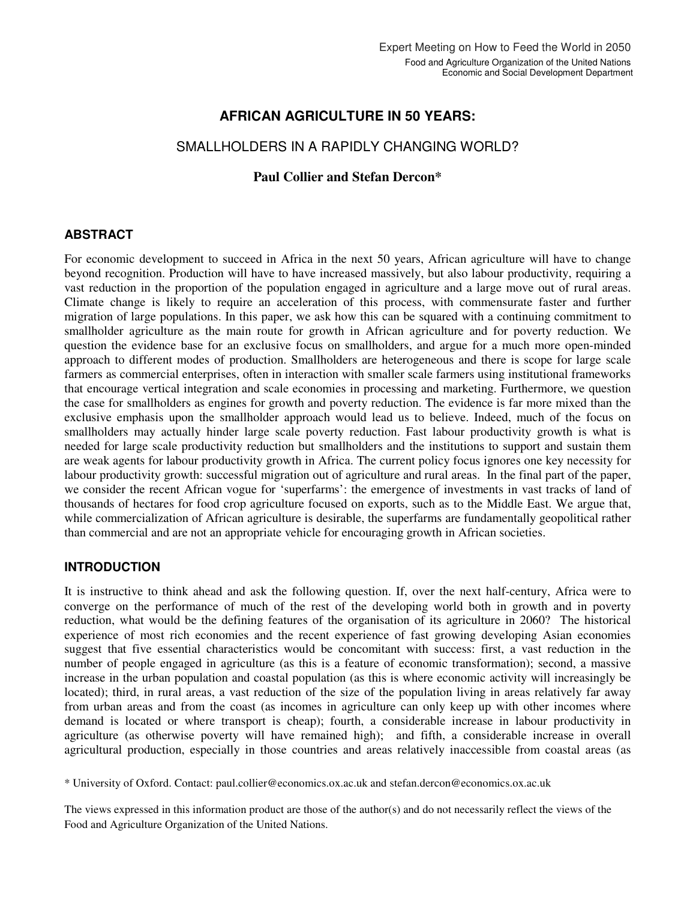Expert Meeting on How to Feed the World in 2050

Food and Agriculture Organization of the United Nations
Economic and Social Development Department

# AFRICAN AGRICULTURE IN 50 YEARS:

## SMALLHOLDERS IN A RAPIDLY CHANGING WORLD?

**Paul Collier and Stefan Dercon***

## ABSTRACT

For economic development to succeed in Africa in the next 50 years, African agriculture will have to change beyond recognition. Production will have to have increased massively, but also labour productivity, requiring a vast reduction in the proportion of the population engaged in agriculture and a large move out of rural areas. Climate change is likely to require an acceleration of this process, with commensurate faster and further migration of large populations. In this paper, we ask how this can be squared with a continuing commitment to smallholder agriculture as the main route for growth in African agriculture and for poverty reduction. We question the evidence base for an exclusive focus on smallholders, and argue for a much more open-minded approach to different modes of production. Smallholders are heterogeneous and there is scope for large scale farmers as commercial enterprises, often in interaction with smaller scale farmers using institutional frameworks that encourage vertical integration and scale economies in processing and marketing. Furthermore, we question the case for smallholders as engines for growth and poverty reduction. The evidence is far more mixed than the exclusive emphasis upon the smallholder approach would lead us to believe. Indeed, much of the focus on smallholders may actually hinder large scale poverty reduction. Fast labour productivity growth is what is needed for large scale productivity reduction but smallholders and the institutions to support and sustain them are weak agents for labour productivity growth in Africa. The current policy focus ignores one key necessity for labour productivity growth: successful migration out of agriculture and rural areas. In the final part of the paper, we consider the recent African vogue for 'superfarms': the emergence of investments in vast tracks of land of thousands of hectares for food crop agriculture focused on exports, such as to the Middle East. We argue that, while commercialization of African agriculture is desirable, the superfarms are fundamentally geopolitical rather than commercial and are not an appropriate vehicle for encouraging growth in African societies.

## INTRODUCTION

It is instructive to think ahead and ask the following question. If, over the next half-century, Africa were to converge on the performance of much of the rest of the developing world both in growth and in poverty reduction, what would be the defining features of the organisation of its agriculture in 2060? The historical experience of most rich economies and the recent experience of fast growing developing Asian economies suggest that five essential characteristics would be concomitant with success: first, a vast reduction in the number of people engaged in agriculture (as this is a feature of economic transformation); second, a massive increase in the urban population and coastal population (as this is where economic activity will increasingly be located); third, in rural areas, a vast reduction of the size of the population living in areas relatively far away from urban areas and from the coast (as incomes in agriculture can only keep up with other incomes where demand is located or where transport is cheap); fourth, a considerable increase in labour productivity in agriculture (as otherwise poverty will have remained high); and fifth, a considerable increase in overall agricultural production, especially in those countries and areas relatively inaccessible from coastal areas (as

\* University of Oxford. Contact: paul.collier@economics.ox.ac.uk and stefan.dercon@economics.ox.ac.uk

The views expressed in this information product are those of the author(s) and do not necessarily reflect the views of the Food and Agriculture Organization of the United Nations.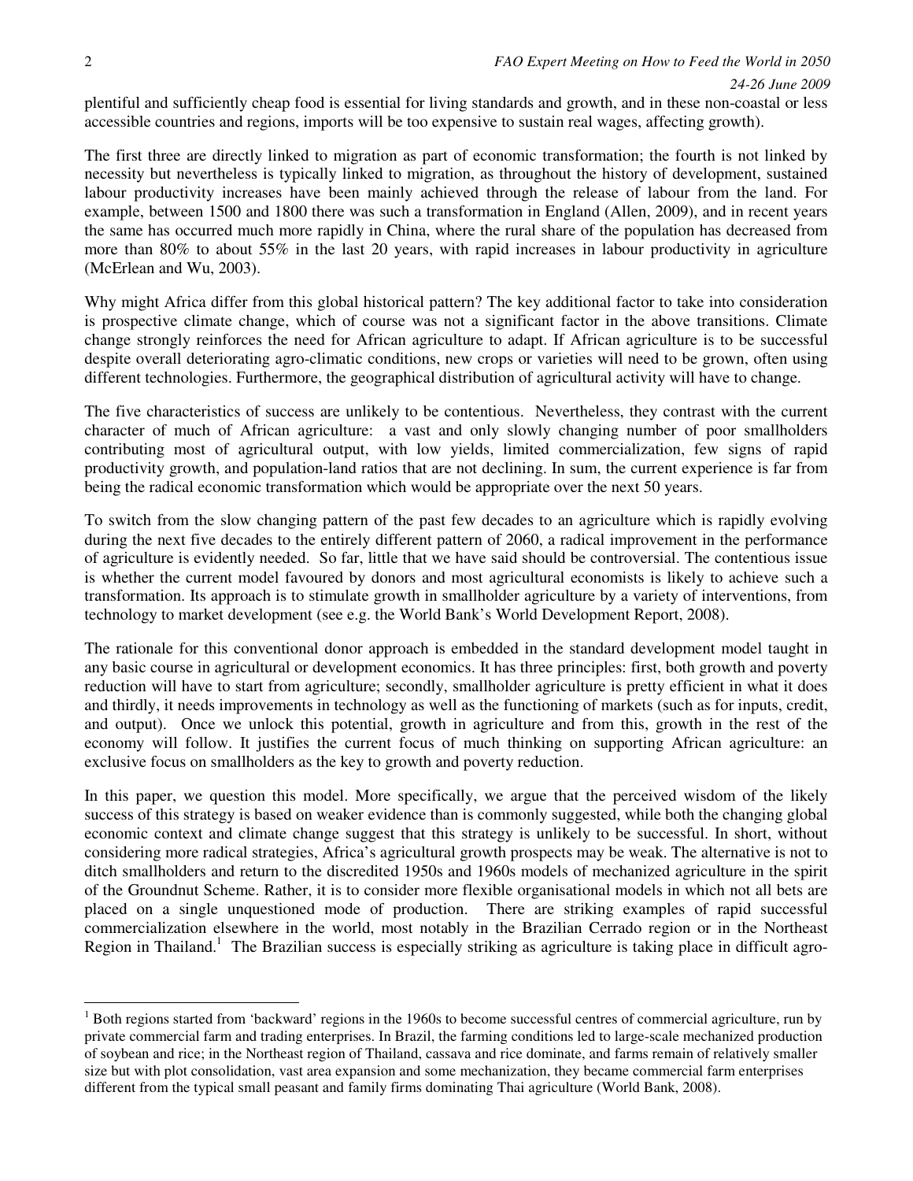plentiful and sufficiently cheap food is essential for living standards and growth, and in these non-coastal or less accessible countries and regions, imports will be too expensive to sustain real wages, affecting growth).

The first three are directly linked to migration as part of economic transformation; the fourth is not linked by necessity but nevertheless is typically linked to migration, as throughout the history of development, sustained labour productivity increases have been mainly achieved through the release of labour from the land. For example, between 1500 and 1800 there was such a transformation in England (Allen, 2009), and in recent years the same has occurred much more rapidly in China, where the rural share of the population has decreased from more than 80% to about 55% in the last 20 years, with rapid increases in labour productivity in agriculture (McErlean and Wu, 2003).

Why might Africa differ from this global historical pattern? The key additional factor to take into consideration is prospective climate change, which of course was not a significant factor in the above transitions. Climate change strongly reinforces the need for African agriculture to adapt. If African agriculture is to be successful despite overall deteriorating agro-climatic conditions, new crops or varieties will need to be grown, often using different technologies. Furthermore, the geographical distribution of agricultural activity will have to change.

The five characteristics of success are unlikely to be contentious. Nevertheless, they contrast with the current character of much of African agriculture: a vast and only slowly changing number of poor smallholders contributing most of agricultural output, with low yields, limited commercialization, few signs of rapid productivity growth, and population-land ratios that are not declining. In sum, the current experience is far from being the radical economic transformation which would be appropriate over the next 50 years.

To switch from the slow changing pattern of the past few decades to an agriculture which is rapidly evolving during the next five decades to the entirely different pattern of 2060, a radical improvement in the performance of agriculture is evidently needed. So far, little that we have said should be controversial. The contentious issue is whether the current model favoured by donors and most agricultural economists is likely to achieve such a transformation. Its approach is to stimulate growth in smallholder agriculture by a variety of interventions, from technology to market development (see e.g. the World Bank's World Development Report, 2008).

The rationale for this conventional donor approach is embedded in the standard development model taught in any basic course in agricultural or development economics. It has three principles: first, both growth and poverty reduction will have to start from agriculture; secondly, smallholder agriculture is pretty efficient in what it does and thirdly, it needs improvements in technology as well as the functioning of markets (such as for inputs, credit, and output). Once we unlock this potential, growth in agriculture and from this, growth in the rest of the economy will follow. It justifies the current focus of much thinking on supporting African agriculture: an exclusive focus on smallholders as the key to growth and poverty reduction.

In this paper, we question this model. More specifically, we argue that the perceived wisdom of the likely success of this strategy is based on weaker evidence than is commonly suggested, while both the changing global economic context and climate change suggest that this strategy is unlikely to be successful. In short, without considering more radical strategies, Africa's agricultural growth prospects may be weak. The alternative is not to ditch smallholders and return to the discredited 1950s and 1960s models of mechanized agriculture in the spirit of the Groundnut Scheme. Rather, it is to consider more flexible organisational models in which not all bets are placed on a single unquestioned mode of production. There are striking examples of rapid successful commercialization elsewhere in the world, most notably in the Brazilian Cerrado region or in the Northeast Region in Thailand.[1] The Brazilian success is especially striking as agriculture is taking place in difficult agro-

[1] Both regions started from 'backward' regions in the 1960s to become successful centres of commercial agriculture, run by private commercial farm and trading enterprises. In Brazil, the farming conditions led to large-scale mechanized production of soybean and rice; in the Northeast region of Thailand, cassava and rice dominate, and farms remain of relatively smaller size but with plot consolidation, vast area expansion and some mechanization, they became commercial farm enterprises different from the typical small peasant and family firms dominating Thai agriculture (World Bank, 2008).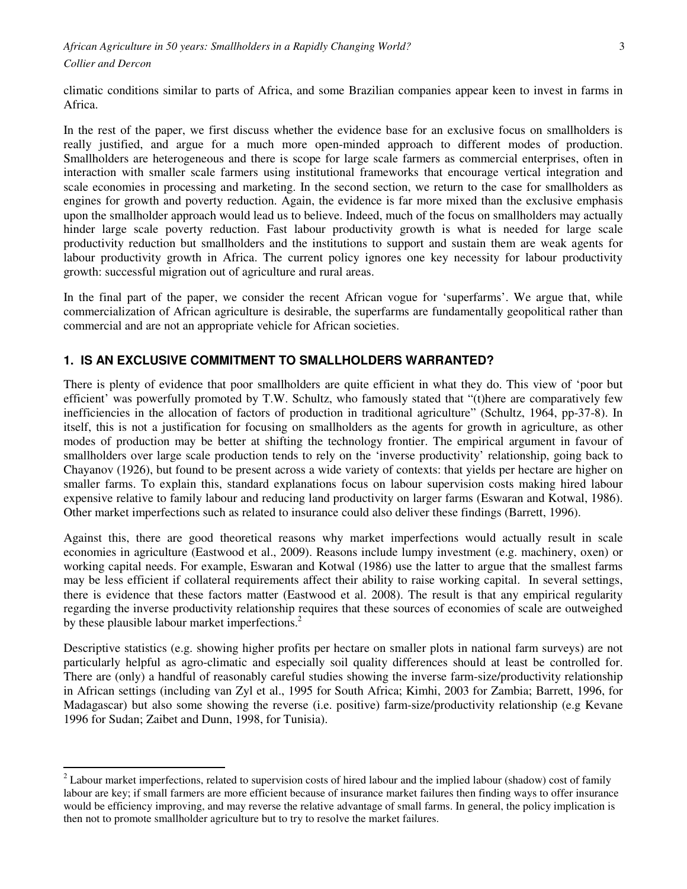climatic conditions similar to parts of Africa, and some Brazilian companies appear keen to invest in farms in Africa.

In the rest of the paper, we first discuss whether the evidence base for an exclusive focus on smallholders is really justified, and argue for a much more open-minded approach to different modes of production. Smallholders are heterogeneous and there is scope for large scale farmers as commercial enterprises, often in interaction with smaller scale farmers using institutional frameworks that encourage vertical integration and scale economies in processing and marketing. In the second section, we return to the case for smallholders as engines for growth and poverty reduction. Again, the evidence is far more mixed than the exclusive emphasis upon the smallholder approach would lead us to believe. Indeed, much of the focus on smallholders may actually hinder large scale poverty reduction. Fast labour productivity growth is what is needed for large scale productivity reduction but smallholders and the institutions to support and sustain them are weak agents for labour productivity growth in Africa. The current policy ignores one key necessity for labour productivity growth: successful migration out of agriculture and rural areas.

In the final part of the paper, we consider the recent African vogue for 'superfarms'. We argue that, while commercialization of African agriculture is desirable, the superfarms are fundamentally geopolitical rather than commercial and are not an appropriate vehicle for African societies.

## 1. IS AN EXCLUSIVE COMMITMENT TO SMALLHOLDERS WARRANTED?

There is plenty of evidence that poor smallholders are quite efficient in what they do. This view of 'poor but efficient' was powerfully promoted by T.W. Schultz, who famously stated that "(t)here are comparatively few inefficiencies in the allocation of factors of production in traditional agriculture" (Schultz, 1964, pp-37-8). In itself, this is not a justification for focusing on smallholders as the agents for growth in agriculture, as other modes of production may be better at shifting the technology frontier. The empirical argument in favour of smallholders over large scale production tends to rely on the 'inverse productivity' relationship, going back to Chayanov (1926), but found to be present across a wide variety of contexts: that yields per hectare are higher on smaller farms. To explain this, standard explanations focus on labour supervision costs making hired labour expensive relative to family labour and reducing land productivity on larger farms (Eswaran and Kotwal, 1986). Other market imperfections such as related to insurance could also deliver these findings (Barrett, 1996).

Against this, there are good theoretical reasons why market imperfections would actually result in scale economies in agriculture (Eastwood et al., 2009). Reasons include lumpy investment (e.g. machinery, oxen) or working capital needs. For example, Eswaran and Kotwal (1986) use the latter to argue that the smallest farms may be less efficient if collateral requirements affect their ability to raise working capital. In several settings, there is evidence that these factors matter (Eastwood et al. 2008). The result is that any empirical regularity regarding the inverse productivity relationship requires that these sources of economies of scale are outweighed by these plausible labour market imperfections.[2]

Descriptive statistics (e.g. showing higher profits per hectare on smaller plots in national farm surveys) are not particularly helpful as agro-climatic and especially soil quality differences should at least be controlled for. There are (only) a handful of reasonably careful studies showing the inverse farm-size/productivity relationship in African settings (including van Zyl et al., 1995 for South Africa; Kimhi, 2003 for Zambia; Barrett, 1996, for Madagascar) but also some showing the reverse (i.e. positive) farm-size/productivity relationship (e.g Kevane 1996 for Sudan; Zaibet and Dunn, 1998, for Tunisia).

---

[2] Labour market imperfections, related to supervision costs of hired labour and the implied labour (shadow) cost of family labour are key; if small farmers are more efficient because of insurance market failures then finding ways to offer insurance would be efficiency improving, and may reverse the relative advantage of small farms. In general, the policy implication is then not to promote smallholder agriculture but to try to resolve the market failures.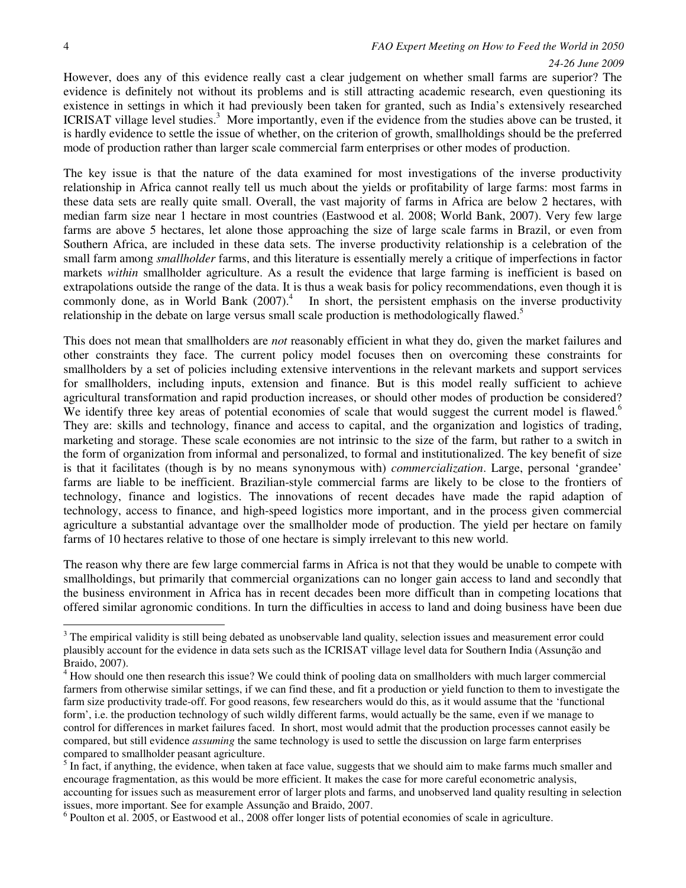However, does any of this evidence really cast a clear judgement on whether small farms are superior? The evidence is definitely not without its problems and is still attracting academic research, even questioning its existence in settings in which it had previously been taken for granted, such as India's extensively researched ICRISAT village level studies.[3] More importantly, even if the evidence from the studies above can be trusted, it is hardly evidence to settle the issue of whether, on the criterion of growth, smallholdings should be the preferred mode of production rather than larger scale commercial farm enterprises or other modes of production.

The key issue is that the nature of the data examined for most investigations of the inverse productivity relationship in Africa cannot really tell us much about the yields or profitability of large farms: most farms in these data sets are really quite small. Overall, the vast majority of farms in Africa are below 2 hectares, with median farm size near 1 hectare in most countries (Eastwood et al. 2008; World Bank, 2007). Very few large farms are above 5 hectares, let alone those approaching the size of large scale farms in Brazil, or even from Southern Africa, are included in these data sets. The inverse productivity relationship is a celebration of the small farm among *smallholder* farms, and this literature is essentially merely a critique of imperfections in factor markets *within* smallholder agriculture. As a result the evidence that large farming is inefficient is based on extrapolations outside the range of the data. It is thus a weak basis for policy recommendations, even though it is commonly done, as in World Bank (2007).[4] In short, the persistent emphasis on the inverse productivity relationship in the debate on large versus small scale production is methodologically flawed.[5]

This does not mean that smallholders are *not* reasonably efficient in what they do, given the market failures and other constraints they face. The current policy model focuses then on overcoming these constraints for smallholders by a set of policies including extensive interventions in the relevant markets and support services for smallholders, including inputs, extension and finance. But is this model really sufficient to achieve agricultural transformation and rapid production increases, or should other modes of production be considered? We identify three key areas of potential economies of scale that would suggest the current model is flawed.[6] They are: skills and technology, finance and access to capital, and the organization and logistics of trading, marketing and storage. These scale economies are not intrinsic to the size of the farm, but rather to a switch in the form of organization from informal and personalized, to formal and institutionalized. The key benefit of size is that it facilitates (though is by no means synonymous with) *commercialization*. Large, personal 'grandee' farms are liable to be inefficient. Brazilian-style commercial farms are likely to be close to the frontiers of technology, finance and logistics. The innovations of recent decades have made the rapid adaption of technology, access to finance, and high-speed logistics more important, and in the process given commercial agriculture a substantial advantage over the smallholder mode of production. The yield per hectare on family farms of 10 hectares relative to those of one hectare is simply irrelevant to this new world.

The reason why there are few large commercial farms in Africa is not that they would be unable to compete with smallholdings, but primarily that commercial organizations can no longer gain access to land and secondly that the business environment in Africa has in recent decades been more difficult than in competing locations that offered similar agronomic conditions. In turn the difficulties in access to land and doing business have been due

---

[3] The empirical validity is still being debated as unobservable land quality, selection issues and measurement error could plausibly account for the evidence in data sets such as the ICRISAT village level data for Southern India (Assunção and Braido, 2007).

[4] How should one then research this issue? We could think of pooling data on smallholders with much larger commercial farmers from otherwise similar settings, if we can find these, and fit a production or yield function to them to investigate the farm size productivity trade-off. For good reasons, few researchers would do this, as it would assume that the 'functional form', i.e. the production technology of such wildly different farms, would actually be the same, even if we manage to control for differences in market failures faced. In short, most would admit that the production processes cannot easily be compared, but still evidence *assuming* the same technology is used to settle the discussion on large farm enterprises compared to smallholder peasant agriculture.

[5] In fact, if anything, the evidence, when taken at face value, suggests that we should aim to make farms much smaller and encourage fragmentation, as this would be more efficient. It makes the case for more careful econometric analysis, accounting for issues such as measurement error of larger plots and farms, and unobserved land quality resulting in selection issues, more important. See for example Assunção and Braido, 2007.

[6] Poulton et al. 2005, or Eastwood et al., 2008 offer longer lists of potential economies of scale in agriculture.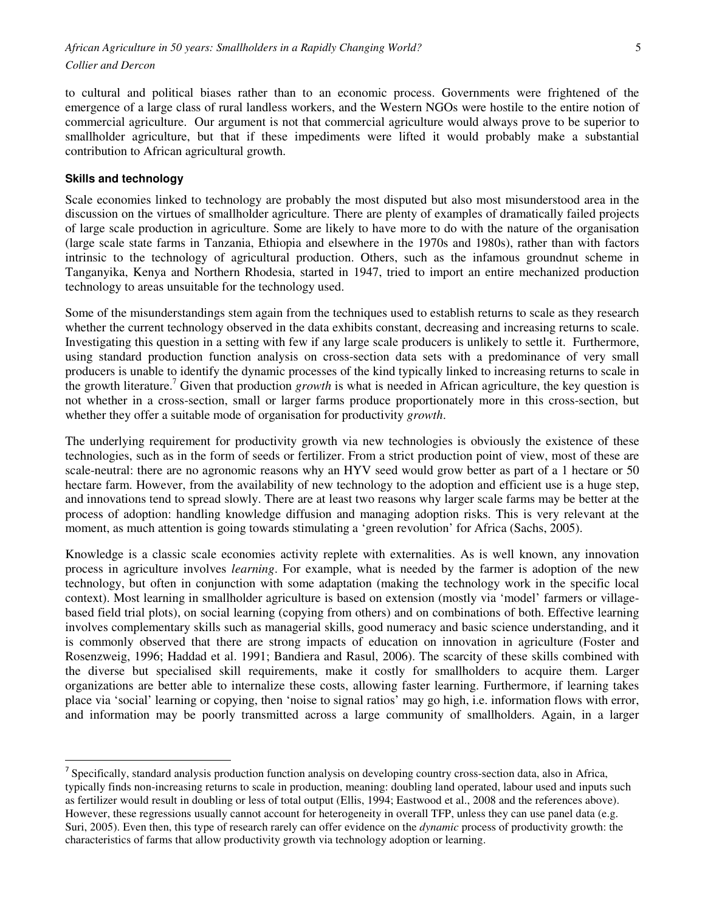to cultural and political biases rather than to an economic process. Governments were frightened of the emergence of a large class of rural landless workers, and the Western NGOs were hostile to the entire notion of commercial agriculture. Our argument is not that commercial agriculture would always prove to be superior to smallholder agriculture, but that if these impediments were lifted it would probably make a substantial contribution to African agricultural growth.

#### Skills and technology

Scale economies linked to technology are probably the most disputed but also most misunderstood area in the discussion on the virtues of smallholder agriculture. There are plenty of examples of dramatically failed projects of large scale production in agriculture. Some are likely to have more to do with the nature of the organisation (large scale state farms in Tanzania, Ethiopia and elsewhere in the 1970s and 1980s), rather than with factors intrinsic to the technology of agricultural production. Others, such as the infamous groundnut scheme in Tanganyika, Kenya and Northern Rhodesia, started in 1947, tried to import an entire mechanized production technology to areas unsuitable for the technology used.

Some of the misunderstandings stem again from the techniques used to establish returns to scale as they research whether the current technology observed in the data exhibits constant, decreasing and increasing returns to scale. Investigating this question in a setting with few if any large scale producers is unlikely to settle it. Furthermore, using standard production function analysis on cross-section data sets with a predominance of very small producers is unable to identify the dynamic processes of the kind typically linked to increasing returns to scale in the growth literature.[7] Given that production *growth* is what is needed in African agriculture, the key question is not whether in a cross-section, small or larger farms produce proportionately more in this cross-section, but whether they offer a suitable mode of organisation for productivity *growth*.

The underlying requirement for productivity growth via new technologies is obviously the existence of these technologies, such as in the form of seeds or fertilizer. From a strict production point of view, most of these are scale-neutral: there are no agronomic reasons why an HYV seed would grow better as part of a 1 hectare or 50 hectare farm. However, from the availability of new technology to the adoption and efficient use is a huge step, and innovations tend to spread slowly. There are at least two reasons why larger scale farms may be better at the process of adoption: handling knowledge diffusion and managing adoption risks. This is very relevant at the moment, as much attention is going towards stimulating a 'green revolution' for Africa (Sachs, 2005).

Knowledge is a classic scale economies activity replete with externalities. As is well known, any innovation process in agriculture involves *learning*. For example, what is needed by the farmer is adoption of the new technology, but often in conjunction with some adaptation (making the technology work in the specific local context). Most learning in smallholder agriculture is based on extension (mostly via 'model' farmers or village-based field trial plots), on social learning (copying from others) and on combinations of both. Effective learning involves complementary skills such as managerial skills, good numeracy and basic science understanding, and it is commonly observed that there are strong impacts of education on innovation in agriculture (Foster and Rosenzweig, 1996; Haddad et al. 1991; Bandiera and Rasul, 2006). The scarcity of these skills combined with the diverse but specialised skill requirements, make it costly for smallholders to acquire them. Larger organizations are better able to internalize these costs, allowing faster learning. Furthermore, if learning takes place via 'social' learning or copying, then 'noise to signal ratios' may go high, i.e. information flows with error, and information may be poorly transmitted across a large community of smallholders. Again, in a larger

---

[7] Specifically, standard analysis production function analysis on developing country cross-section data, also in Africa, typically finds non-increasing returns to scale in production, meaning: doubling land operated, labour used and inputs such as fertilizer would result in doubling or less of total output (Ellis, 1994; Eastwood et al., 2008 and the references above). However, these regressions usually cannot account for heterogeneity in overall TFP, unless they can use panel data (e.g. Suri, 2005). Even then, this type of research rarely can offer evidence on the *dynamic* process of productivity growth: the characteristics of farms that allow productivity growth via technology adoption or learning.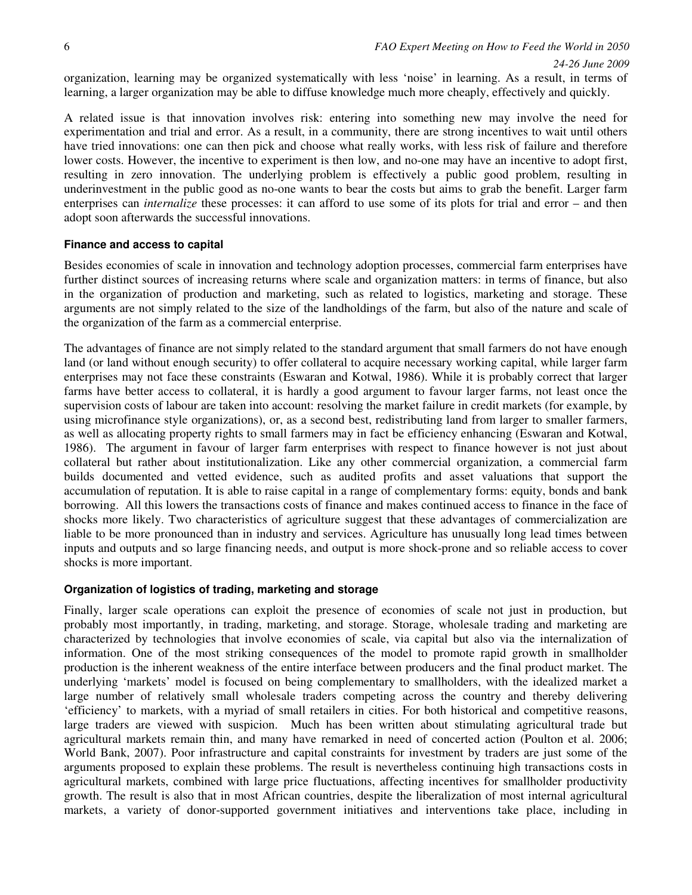organization, learning may be organized systematically with less 'noise' in learning. As a result, in terms of learning, a larger organization may be able to diffuse knowledge much more cheaply, effectively and quickly.

A related issue is that innovation involves risk: entering into something new may involve the need for experimentation and trial and error. As a result, in a community, there are strong incentives to wait until others have tried innovations: one can then pick and choose what really works, with less risk of failure and therefore lower costs. However, the incentive to experiment is then low, and no-one may have an incentive to adopt first, resulting in zero innovation. The underlying problem is effectively a public good problem, resulting in underinvestment in the public good as no-one wants to bear the costs but aims to grab the benefit. Larger farm enterprises can *internalize* these processes: it can afford to use some of its plots for trial and error – and then adopt soon afterwards the successful innovations.

#### Finance and access to capital

Besides economies of scale in innovation and technology adoption processes, commercial farm enterprises have further distinct sources of increasing returns where scale and organization matters: in terms of finance, but also in the organization of production and marketing, such as related to logistics, marketing and storage. These arguments are not simply related to the size of the landholdings of the farm, but also of the nature and scale of the organization of the farm as a commercial enterprise.

The advantages of finance are not simply related to the standard argument that small farmers do not have enough land (or land without enough security) to offer collateral to acquire necessary working capital, while larger farm enterprises may not face these constraints (Eswaran and Kotwal, 1986). While it is probably correct that larger farms have better access to collateral, it is hardly a good argument to favour larger farms, not least once the supervision costs of labour are taken into account: resolving the market failure in credit markets (for example, by using microfinance style organizations), or, as a second best, redistributing land from larger to smaller farmers, as well as allocating property rights to small farmers may in fact be efficiency enhancing (Eswaran and Kotwal, 1986). The argument in favour of larger farm enterprises with respect to finance however is not just about collateral but rather about institutionalization. Like any other commercial organization, a commercial farm builds documented and vetted evidence, such as audited profits and asset valuations that support the accumulation of reputation. It is able to raise capital in a range of complementary forms: equity, bonds and bank borrowing. All this lowers the transactions costs of finance and makes continued access to finance in the face of shocks more likely. Two characteristics of agriculture suggest that these advantages of commercialization are liable to be more pronounced than in industry and services. Agriculture has unusually long lead times between inputs and outputs and so large financing needs, and output is more shock-prone and so reliable access to cover shocks is more important.

#### Organization of logistics of trading, marketing and storage

Finally, larger scale operations can exploit the presence of economies of scale not just in production, but probably most importantly, in trading, marketing, and storage. Storage, wholesale trading and marketing are characterized by technologies that involve economies of scale, via capital but also via the internalization of information. One of the most striking consequences of the model to promote rapid growth in smallholder production is the inherent weakness of the entire interface between producers and the final product market. The underlying 'markets' model is focused on being complementary to smallholders, with the idealized market a large number of relatively small wholesale traders competing across the country and thereby delivering 'efficiency' to markets, with a myriad of small retailers in cities. For both historical and competitive reasons, large traders are viewed with suspicion. Much has been written about stimulating agricultural trade but agricultural markets remain thin, and many have remarked in need of concerted action (Poulton et al. 2006; World Bank, 2007). Poor infrastructure and capital constraints for investment by traders are just some of the arguments proposed to explain these problems. The result is nevertheless continuing high transactions costs in agricultural markets, combined with large price fluctuations, affecting incentives for smallholder productivity growth. The result is also that in most African countries, despite the liberalization of most internal agricultural markets, a variety of donor-supported government initiatives and interventions take place, including in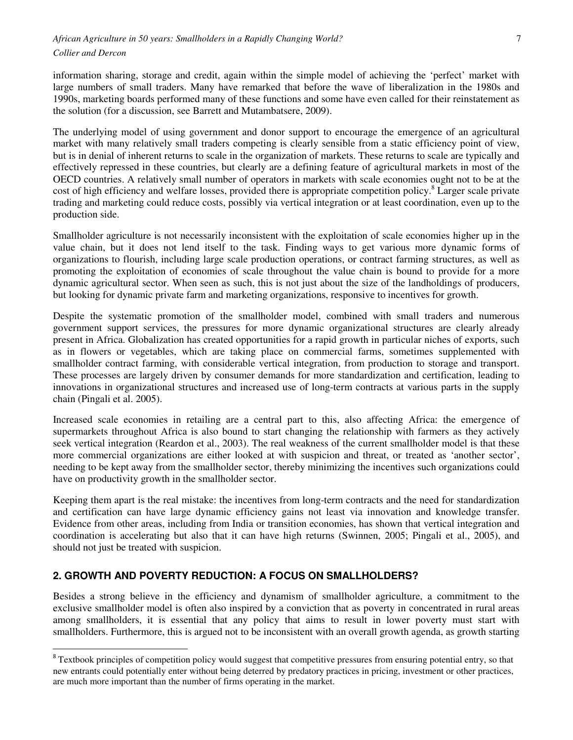information sharing, storage and credit, again within the simple model of achieving the 'perfect' market with large numbers of small traders. Many have remarked that before the wave of liberalization in the 1980s and 1990s, marketing boards performed many of these functions and some have even called for their reinstatement as the solution (for a discussion, see Barrett and Mutambatsere, 2009).

The underlying model of using government and donor support to encourage the emergence of an agricultural market with many relatively small traders competing is clearly sensible from a static efficiency point of view, but is in denial of inherent returns to scale in the organization of markets. These returns to scale are typically and effectively repressed in these countries, but clearly are a defining feature of agricultural markets in most of the OECD countries. A relatively small number of operators in markets with scale economies ought not to be at the cost of high efficiency and welfare losses, provided there is appropriate competition policy.[8] Larger scale private trading and marketing could reduce costs, possibly via vertical integration or at least coordination, even up to the production side.

Smallholder agriculture is not necessarily inconsistent with the exploitation of scale economies higher up in the value chain, but it does not lend itself to the task. Finding ways to get various more dynamic forms of organizations to flourish, including large scale production operations, or contract farming structures, as well as promoting the exploitation of economies of scale throughout the value chain is bound to provide for a more dynamic agricultural sector. When seen as such, this is not just about the size of the landholdings of producers, but looking for dynamic private farm and marketing organizations, responsive to incentives for growth.

Despite the systematic promotion of the smallholder model, combined with small traders and numerous government support services, the pressures for more dynamic organizational structures are clearly already present in Africa. Globalization has created opportunities for a rapid growth in particular niches of exports, such as in flowers or vegetables, which are taking place on commercial farms, sometimes supplemented with smallholder contract farming, with considerable vertical integration, from production to storage and transport. These processes are largely driven by consumer demands for more standardization and certification, leading to innovations in organizational structures and increased use of long-term contracts at various parts in the supply chain (Pingali et al. 2005).

Increased scale economies in retailing are a central part to this, also affecting Africa: the emergence of supermarkets throughout Africa is also bound to start changing the relationship with farmers as they actively seek vertical integration (Reardon et al., 2003). The real weakness of the current smallholder model is that these more commercial organizations are either looked at with suspicion and threat, or treated as 'another sector', needing to be kept away from the smallholder sector, thereby minimizing the incentives such organizations could have on productivity growth in the smallholder sector.

Keeping them apart is the real mistake: the incentives from long-term contracts and the need for standardization and certification can have large dynamic efficiency gains not least via innovation and knowledge transfer. Evidence from other areas, including from India or transition economies, has shown that vertical integration and coordination is accelerating but also that it can have high returns (Swinnen, 2005; Pingali et al., 2005), and should not just be treated with suspicion.

## 2. GROWTH AND POVERTY REDUCTION: A FOCUS ON SMALLHOLDERS?

Besides a strong believe in the efficiency and dynamism of smallholder agriculture, a commitment to the exclusive smallholder model is often also inspired by a conviction that as poverty in concentrated in rural areas among smallholders, it is essential that any policy that aims to result in lower poverty must start with smallholders. Furthermore, this is argued not to be inconsistent with an overall growth agenda, as growth starting

[8] Textbook principles of competition policy would suggest that competitive pressures from ensuring potential entry, so that new entrants could potentially enter without being deterred by predatory practices in pricing, investment or other practices, are much more important than the number of firms operating in the market.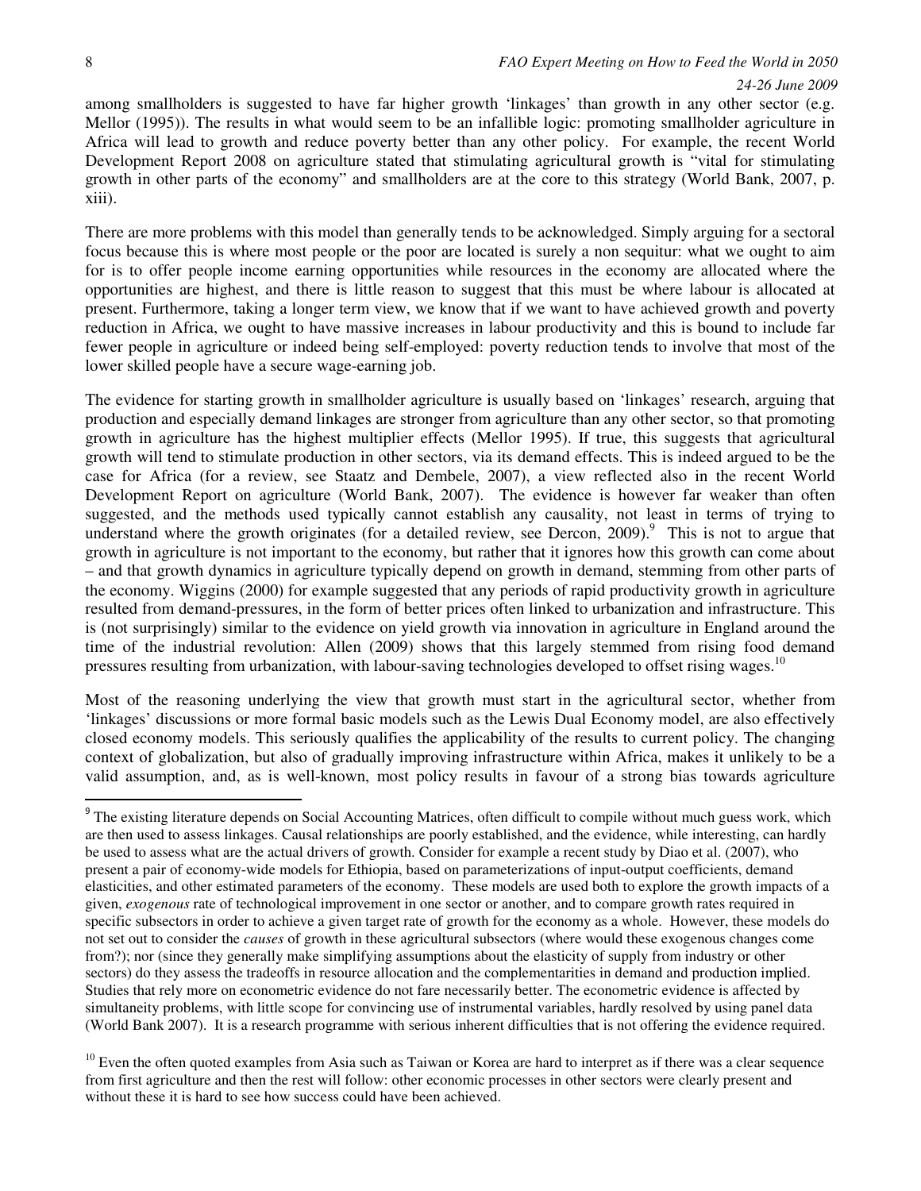among smallholders is suggested to have far higher growth 'linkages' than growth in any other sector (e.g. Mellor (1995)). The results in what would seem to be an infallible logic: promoting smallholder agriculture in Africa will lead to growth and reduce poverty better than any other policy. For example, the recent World Development Report 2008 on agriculture stated that stimulating agricultural growth is "vital for stimulating growth in other parts of the economy" and smallholders are at the core to this strategy (World Bank, 2007, p. xiii).

There are more problems with this model than generally tends to be acknowledged. Simply arguing for a sectoral focus because this is where most people or the poor are located is surely a non sequitur: what we ought to aim for is to offer people income earning opportunities while resources in the economy are allocated where the opportunities are highest, and there is little reason to suggest that this must be where labour is allocated at present. Furthermore, taking a longer term view, we know that if we want to have achieved growth and poverty reduction in Africa, we ought to have massive increases in labour productivity and this is bound to include far fewer people in agriculture or indeed being self-employed: poverty reduction tends to involve that most of the lower skilled people have a secure wage-earning job.

The evidence for starting growth in smallholder agriculture is usually based on 'linkages' research, arguing that production and especially demand linkages are stronger from agriculture than any other sector, so that promoting growth in agriculture has the highest multiplier effects (Mellor 1995). If true, this suggests that agricultural growth will tend to stimulate production in other sectors, via its demand effects. This is indeed argued to be the case for Africa (for a review, see Staatz and Dembele, 2007), a view reflected also in the recent World Development Report on agriculture (World Bank, 2007). The evidence is however far weaker than often suggested, and the methods used typically cannot establish any causality, not least in terms of trying to understand where the growth originates (for a detailed review, see Dercon, 2009).[9] This is not to argue that growth in agriculture is not important to the economy, but rather that it ignores how this growth can come about – and that growth dynamics in agriculture typically depend on growth in demand, stemming from other parts of the economy. Wiggins (2000) for example suggested that any periods of rapid productivity growth in agriculture resulted from demand-pressures, in the form of better prices often linked to urbanization and infrastructure. This is (not surprisingly) similar to the evidence on yield growth via innovation in agriculture in England around the time of the industrial revolution: Allen (2009) shows that this largely stemmed from rising food demand pressures resulting from urbanization, with labour-saving technologies developed to offset rising wages.[10]

Most of the reasoning underlying the view that growth must start in the agricultural sector, whether from 'linkages' discussions or more formal basic models such as the Lewis Dual Economy model, are also effectively closed economy models. This seriously qualifies the applicability of the results to current policy. The changing context of globalization, but also of gradually improving infrastructure within Africa, makes it unlikely to be a valid assumption, and, as is well-known, most policy results in favour of a strong bias towards agriculture

[9] The existing literature depends on Social Accounting Matrices, often difficult to compile without much guess work, which are then used to assess linkages. Causal relationships are poorly established, and the evidence, while interesting, can hardly be used to assess what are the actual drivers of growth. Consider for example a recent study by Diao et al. (2007), who present a pair of economy-wide models for Ethiopia, based on parameterizations of input-output coefficients, demand elasticities, and other estimated parameters of the economy. These models are used both to explore the growth impacts of a given, *exogenous* rate of technological improvement in one sector or another, and to compare growth rates required in specific subsectors in order to achieve a given target rate of growth for the economy as a whole. However, these models do not set out to consider the *causes* of growth in these agricultural subsectors (where would these exogenous changes come from?); nor (since they generally make simplifying assumptions about the elasticity of supply from industry or other sectors) do they assess the tradeoffs in resource allocation and the complementarities in demand and production implied. Studies that rely more on econometric evidence do not fare necessarily better. The econometric evidence is affected by simultaneity problems, with little scope for convincing use of instrumental variables, hardly resolved by using panel data (World Bank 2007). It is a research programme with serious inherent difficulties that is not offering the evidence required.

[10] Even the often quoted examples from Asia such as Taiwan or Korea are hard to interpret as if there was a clear sequence from first agriculture and then the rest will follow: other economic processes in other sectors were clearly present and without these it is hard to see how success could have been achieved.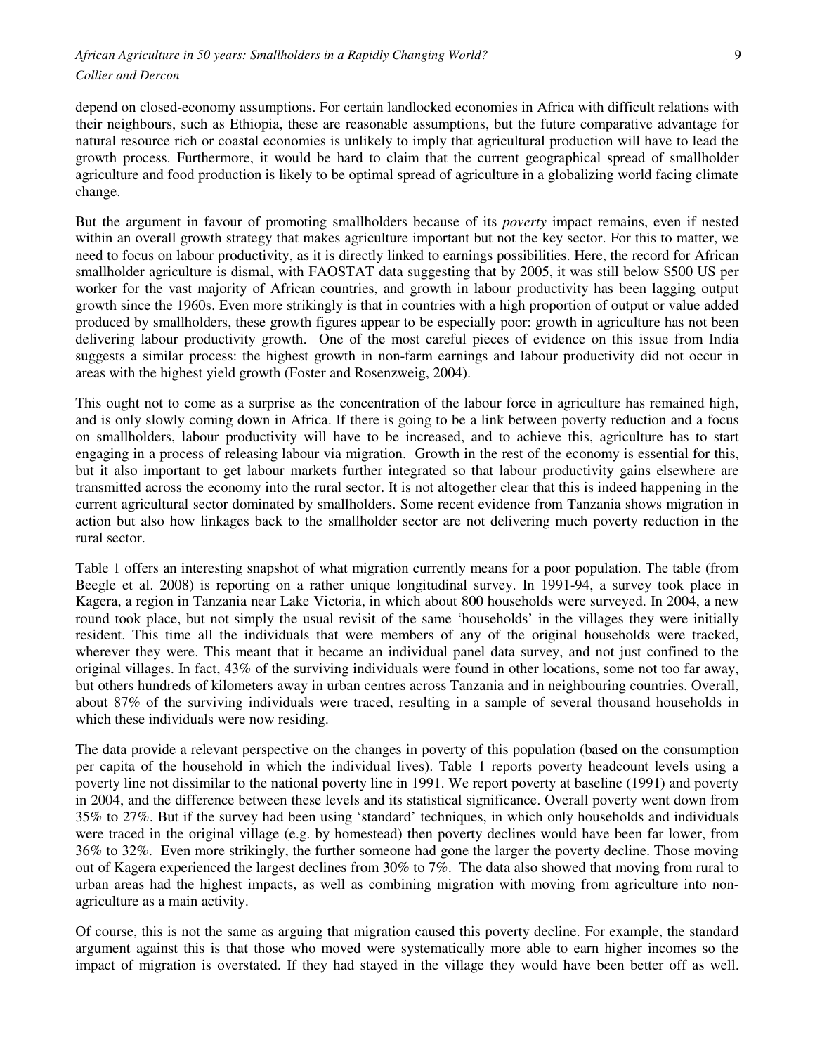depend on closed-economy assumptions. For certain landlocked economies in Africa with difficult relations with their neighbours, such as Ethiopia, these are reasonable assumptions, but the future comparative advantage for natural resource rich or coastal economies is unlikely to imply that agricultural production will have to lead the growth process. Furthermore, it would be hard to claim that the current geographical spread of smallholder agriculture and food production is likely to be optimal spread of agriculture in a globalizing world facing climate change.

But the argument in favour of promoting smallholders because of its *poverty* impact remains, even if nested within an overall growth strategy that makes agriculture important but not the key sector. For this to matter, we need to focus on labour productivity, as it is directly linked to earnings possibilities. Here, the record for African smallholder agriculture is dismal, with FAOSTAT data suggesting that by 2005, it was still below $500 US per worker for the vast majority of African countries, and growth in labour productivity has been lagging output growth since the 1960s. Even more strikingly is that in countries with a high proportion of output or value added produced by smallholders, these growth figures appear to be especially poor: growth in agriculture has not been delivering labour productivity growth. One of the most careful pieces of evidence on this issue from India suggests a similar process: the highest growth in non-farm earnings and labour productivity did not occur in areas with the highest yield growth (Foster and Rosenzweig, 2004).

This ought not to come as a surprise as the concentration of the labour force in agriculture has remained high, and is only slowly coming down in Africa. If there is going to be a link between poverty reduction and a focus on smallholders, labour productivity will have to be increased, and to achieve this, agriculture has to start engaging in a process of releasing labour via migration. Growth in the rest of the economy is essential for this, but it also important to get labour markets further integrated so that labour productivity gains elsewhere are transmitted across the economy into the rural sector. It is not altogether clear that this is indeed happening in the current agricultural sector dominated by smallholders. Some recent evidence from Tanzania shows migration in action but also how linkages back to the smallholder sector are not delivering much poverty reduction in the rural sector.

Table 1 offers an interesting snapshot of what migration currently means for a poor population. The table (from Beegle et al. 2008) is reporting on a rather unique longitudinal survey. In 1991-94, a survey took place in Kagera, a region in Tanzania near Lake Victoria, in which about 800 households were surveyed. In 2004, a new round took place, but not simply the usual revisit of the same 'households' in the villages they were initially resident. This time all the individuals that were members of any of the original households were tracked, wherever they were. This meant that it became an individual panel data survey, and not just confined to the original villages. In fact, 43% of the surviving individuals were found in other locations, some not too far away, but others hundreds of kilometers away in urban centres across Tanzania and in neighbouring countries. Overall, about 87% of the surviving individuals were traced, resulting in a sample of several thousand households in which these individuals were now residing.

The data provide a relevant perspective on the changes in poverty of this population (based on the consumption per capita of the household in which the individual lives). Table 1 reports poverty headcount levels using a poverty line not dissimilar to the national poverty line in 1991. We report poverty at baseline (1991) and poverty in 2004, and the difference between these levels and its statistical significance. Overall poverty went down from 35% to 27%. But if the survey had been using 'standard' techniques, in which only households and individuals were traced in the original village (e.g. by homestead) then poverty declines would have been far lower, from 36% to 32%. Even more strikingly, the further someone had gone the larger the poverty decline. Those moving out of Kagera experienced the largest declines from 30% to 7%. The data also showed that moving from rural to urban areas had the highest impacts, as well as combining migration with moving from agriculture into non-agriculture as a main activity.

Of course, this is not the same as arguing that migration caused this poverty decline. For example, the standard argument against this is that those who moved were systematically more able to earn higher incomes so the impact of migration is overstated. If they had stayed in the village they would have been better off as well.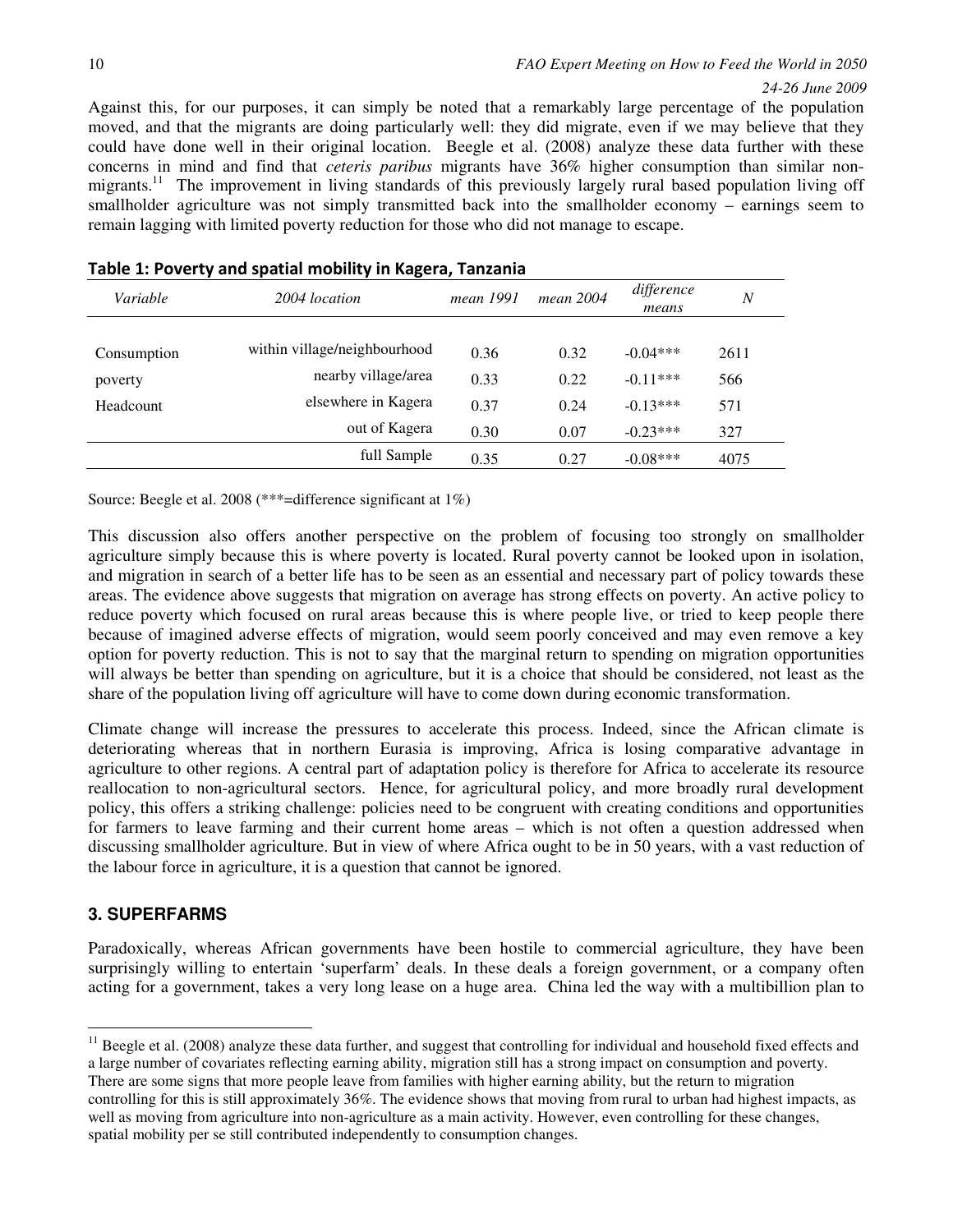Against this, for our purposes, it can simply be noted that a remarkably large percentage of the population moved, and that the migrants are doing particularly well: they did migrate, even if we may believe that they could have done well in their original location. Beegle et al. (2008) analyze these data further with these concerns in mind and find that *ceteris paribus* migrants have 36% higher consumption than similar non-migrants.[11] The improvement in living standards of this previously largely rural based population living off smallholder agriculture was not simply transmitted back into the smallholder economy – earnings seem to remain lagging with limited poverty reduction for those who did not manage to escape.

**Table 1: Poverty and spatial mobility in Kagera, Tanzania**

| *Variable* | *2004 location* | *mean 1991* | *mean 2004* | *difference means* | *N* |
|---|---|---|---|---|---|
| Consumption | within village/neighbourhood | 0.36 | 0.32 | -0.04*** | 2611 |
| poverty | nearby village/area | 0.33 | 0.22 | -0.11*** | 566 |
| Headcount | elsewhere in Kagera | 0.37 | 0.24 | -0.13*** | 571 |
| | out of Kagera | 0.30 | 0.07 | -0.23*** | 327 |
| | full Sample | 0.35 | 0.27 | -0.08*** | 4075 |

Source: Beegle et al. 2008 (***=difference significant at 1%)

This discussion also offers another perspective on the problem of focusing too strongly on smallholder agriculture simply because this is where poverty is located. Rural poverty cannot be looked upon in isolation, and migration in search of a better life has to be seen as an essential and necessary part of policy towards these areas. The evidence above suggests that migration on average has strong effects on poverty. An active policy to reduce poverty which focused on rural areas because this is where people live, or tried to keep people there because of imagined adverse effects of migration, would seem poorly conceived and may even remove a key option for poverty reduction. This is not to say that the marginal return to spending on migration opportunities will always be better than spending on agriculture, but it is a choice that should be considered, not least as the share of the population living off agriculture will have to come down during economic transformation.

Climate change will increase the pressures to accelerate this process. Indeed, since the African climate is deteriorating whereas that in northern Eurasia is improving, Africa is losing comparative advantage in agriculture to other regions. A central part of adaptation policy is therefore for Africa to accelerate its resource reallocation to non-agricultural sectors. Hence, for agricultural policy, and more broadly rural development policy, this offers a striking challenge: policies need to be congruent with creating conditions and opportunities for farmers to leave farming and their current home areas – which is not often a question addressed when discussing smallholder agriculture. But in view of where Africa ought to be in 50 years, with a vast reduction of the labour force in agriculture, it is a question that cannot be ignored.

## 3. SUPERFARMS

Paradoxically, whereas African governments have been hostile to commercial agriculture, they have been surprisingly willing to entertain 'superfarm' deals. In these deals a foreign government, or a company often acting for a government, takes a very long lease on a huge area. China led the way with a multibillion plan to

[11] Beegle et al. (2008) analyze these data further, and suggest that controlling for individual and household fixed effects and a large number of covariates reflecting earning ability, migration still has a strong impact on consumption and poverty. There are some signs that more people leave from families with higher earning ability, but the return to migration controlling for this is still approximately 36%. The evidence shows that moving from rural to urban had highest impacts, as well as moving from agriculture into non-agriculture as a main activity. However, even controlling for these changes, spatial mobility per se still contributed independently to consumption changes.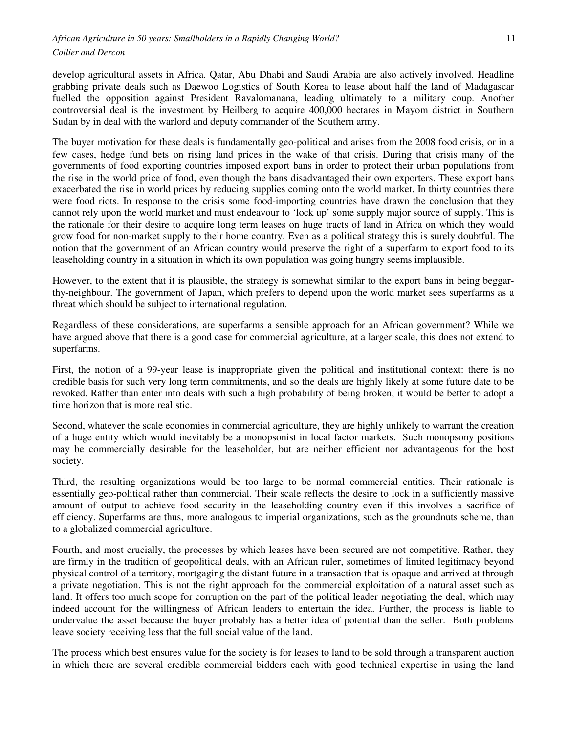develop agricultural assets in Africa. Qatar, Abu Dhabi and Saudi Arabia are also actively involved. Headline grabbing private deals such as Daewoo Logistics of South Korea to lease about half the land of Madagascar fuelled the opposition against President Ravalomanana, leading ultimately to a military coup. Another controversial deal is the investment by Heilberg to acquire 400,000 hectares in Mayom district in Southern Sudan by in deal with the warlord and deputy commander of the Southern army.

The buyer motivation for these deals is fundamentally geo-political and arises from the 2008 food crisis, or in a few cases, hedge fund bets on rising land prices in the wake of that crisis. During that crisis many of the governments of food exporting countries imposed export bans in order to protect their urban populations from the rise in the world price of food, even though the bans disadvantaged their own exporters. These export bans exacerbated the rise in world prices by reducing supplies coming onto the world market. In thirty countries there were food riots. In response to the crisis some food-importing countries have drawn the conclusion that they cannot rely upon the world market and must endeavour to 'lock up' some supply major source of supply. This is the rationale for their desire to acquire long term leases on huge tracts of land in Africa on which they would grow food for non-market supply to their home country. Even as a political strategy this is surely doubtful. The notion that the government of an African country would preserve the right of a superfarm to export food to its leaseholding country in a situation in which its own population was going hungry seems implausible.

However, to the extent that it is plausible, the strategy is somewhat similar to the export bans in being beggar-thy-neighbour. The government of Japan, which prefers to depend upon the world market sees superfarms as a threat which should be subject to international regulation.

Regardless of these considerations, are superfarms a sensible approach for an African government? While we have argued above that there is a good case for commercial agriculture, at a larger scale, this does not extend to superfarms.

First, the notion of a 99-year lease is inappropriate given the political and institutional context: there is no credible basis for such very long term commitments, and so the deals are highly likely at some future date to be revoked. Rather than enter into deals with such a high probability of being broken, it would be better to adopt a time horizon that is more realistic.

Second, whatever the scale economies in commercial agriculture, they are highly unlikely to warrant the creation of a huge entity which would inevitably be a monopsonist in local factor markets. Such monopsony positions may be commercially desirable for the leaseholder, but are neither efficient nor advantageous for the host society.

Third, the resulting organizations would be too large to be normal commercial entities. Their rationale is essentially geo-political rather than commercial. Their scale reflects the desire to lock in a sufficiently massive amount of output to achieve food security in the leaseholding country even if this involves a sacrifice of efficiency. Superfarms are thus, more analogous to imperial organizations, such as the groundnuts scheme, than to a globalized commercial agriculture.

Fourth, and most crucially, the processes by which leases have been secured are not competitive. Rather, they are firmly in the tradition of geopolitical deals, with an African ruler, sometimes of limited legitimacy beyond physical control of a territory, mortgaging the distant future in a transaction that is opaque and arrived at through a private negotiation. This is not the right approach for the commercial exploitation of a natural asset such as land. It offers too much scope for corruption on the part of the political leader negotiating the deal, which may indeed account for the willingness of African leaders to entertain the idea. Further, the process is liable to undervalue the asset because the buyer probably has a better idea of potential than the seller. Both problems leave society receiving less that the full social value of the land.

The process which best ensures value for the society is for leases to land to be sold through a transparent auction in which there are several credible commercial bidders each with good technical expertise in using the land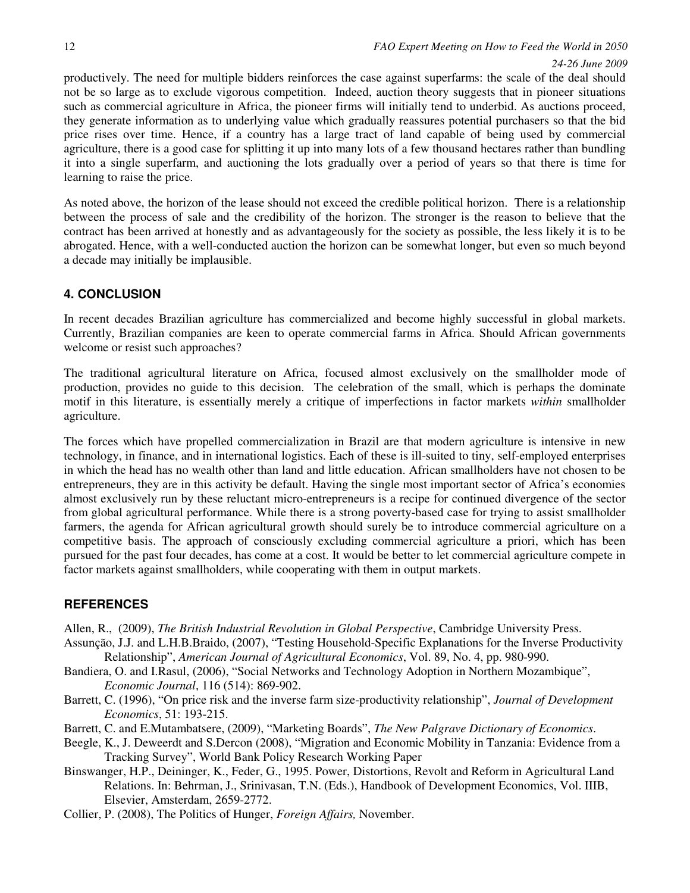productively. The need for multiple bidders reinforces the case against superfarms: the scale of the deal should not be so large as to exclude vigorous competition. Indeed, auction theory suggests that in pioneer situations such as commercial agriculture in Africa, the pioneer firms will initially tend to underbid. As auctions proceed, they generate information as to underlying value which gradually reassures potential purchasers so that the bid price rises over time. Hence, if a country has a large tract of land capable of being used by commercial agriculture, there is a good case for splitting it up into many lots of a few thousand hectares rather than bundling it into a single superfarm, and auctioning the lots gradually over a period of years so that there is time for learning to raise the price.

As noted above, the horizon of the lease should not exceed the credible political horizon. There is a relationship between the process of sale and the credibility of the horizon. The stronger is the reason to believe that the contract has been arrived at honestly and as advantageously for the society as possible, the less likely it is to be abrogated. Hence, with a well-conducted auction the horizon can be somewhat longer, but even so much beyond a decade may initially be implausible.

## 4. CONCLUSION

In recent decades Brazilian agriculture has commercialized and become highly successful in global markets. Currently, Brazilian companies are keen to operate commercial farms in Africa. Should African governments welcome or resist such approaches?

The traditional agricultural literature on Africa, focused almost exclusively on the smallholder mode of production, provides no guide to this decision. The celebration of the small, which is perhaps the dominate motif in this literature, is essentially merely a critique of imperfections in factor markets *within* smallholder agriculture.

The forces which have propelled commercialization in Brazil are that modern agriculture is intensive in new technology, in finance, and in international logistics. Each of these is ill-suited to tiny, self-employed enterprises in which the head has no wealth other than land and little education. African smallholders have not chosen to be entrepreneurs, they are in this activity by default. Having the single most important sector of Africa's economies almost exclusively run by these reluctant micro-entrepreneurs is a recipe for continued divergence of the sector from global agricultural performance. While there is a strong poverty-based case for trying to assist smallholder farmers, the agenda for African agricultural growth should surely be to introduce commercial agriculture on a competitive basis. The approach of consciously excluding commercial agriculture a priori, which has been pursued for the past four decades, has come at a cost. It would be better to let commercial agriculture compete in factor markets against smallholders, while cooperating with them in output markets.

## REFERENCES

Allen, R., (2009), *The British Industrial Revolution in Global Perspective*, Cambridge University Press.

Assunção, J.J. and L.H.B.Braido, (2007), "Testing Household-Specific Explanations for the Inverse Productivity Relationship", *American Journal of Agricultural Economics*, Vol. 89, No. 4, pp. 980-990.

Bandiera, O. and I.Rasul, (2006), "Social Networks and Technology Adoption in Northern Mozambique", *Economic Journal*, 116 (514): 869-902.

Barrett, C. (1996), "On price risk and the inverse farm size-productivity relationship", *Journal of Development Economics*, 51: 193-215.

Barrett, C. and E.Mutambatsere, (2009), "Marketing Boards", *The New Palgrave Dictionary of Economics*.

Beegle, K., J. Deweerdt and S.Dercon (2008), "Migration and Economic Mobility in Tanzania: Evidence from a Tracking Survey", World Bank Policy Research Working Paper

Binswanger, H.P., Deininger, K., Feder, G., 1995. Power, Distortions, Revolt and Reform in Agricultural Land Relations. In: Behrman, J., Srinivasan, T.N. (Eds.), Handbook of Development Economics, Vol. IIIB, Elsevier, Amsterdam, 2659-2772.

Collier, P. (2008), The Politics of Hunger, *Foreign Affairs,* November.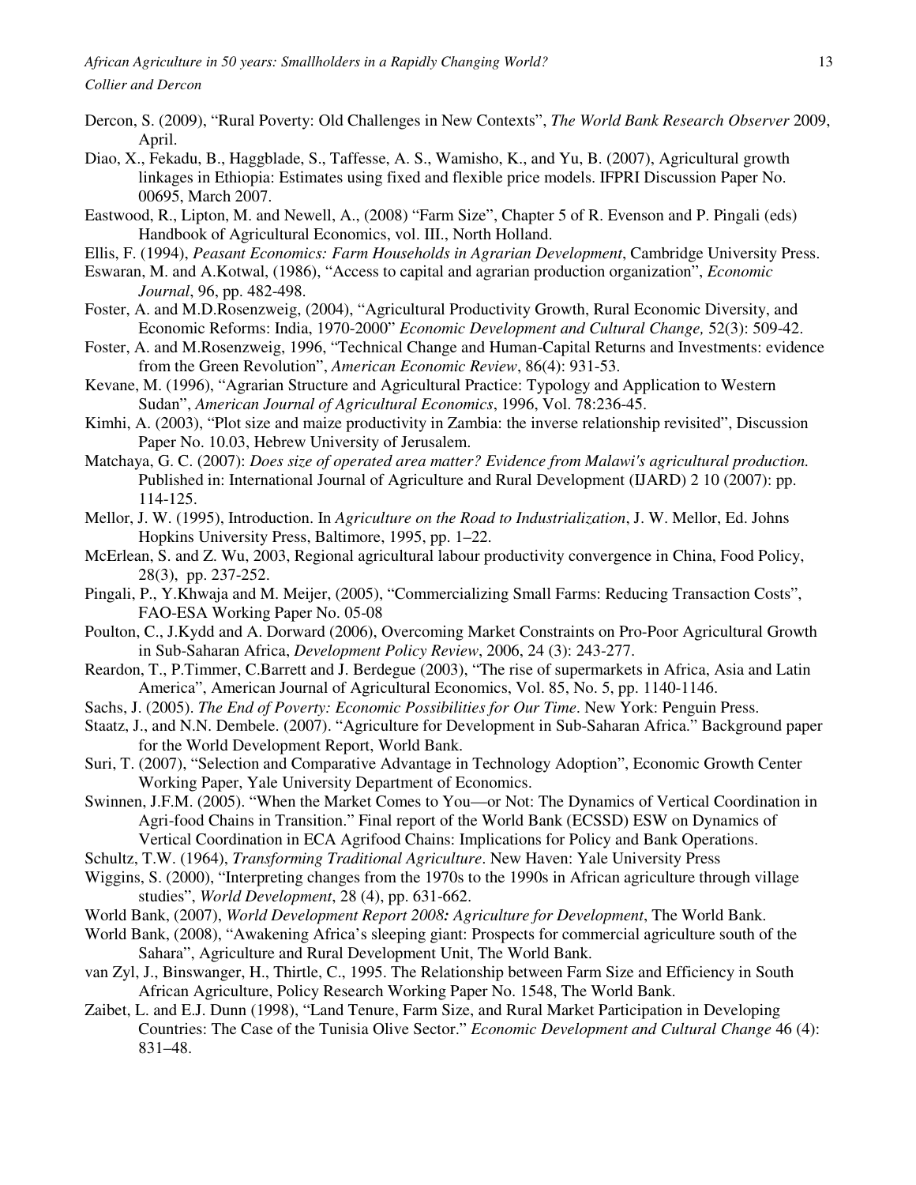Dercon, S. (2009), "Rural Poverty: Old Challenges in New Contexts", *The World Bank Research Observer* 2009, April.

Diao, X., Fekadu, B., Haggblade, S., Taffesse, A. S., Wamisho, K., and Yu, B. (2007), Agricultural growth linkages in Ethiopia: Estimates using fixed and flexible price models. IFPRI Discussion Paper No. 00695, March 2007.

Eastwood, R., Lipton, M. and Newell, A., (2008) "Farm Size", Chapter 5 of R. Evenson and P. Pingali (eds) Handbook of Agricultural Economics, vol. III., North Holland.

Ellis, F. (1994), *Peasant Economics: Farm Households in Agrarian Development*, Cambridge University Press.

Eswaran, M. and A.Kotwal, (1986), "Access to capital and agrarian production organization", *Economic Journal*, 96, pp. 482-498.

Foster, A. and M.D.Rosenzweig, (2004), "Agricultural Productivity Growth, Rural Economic Diversity, and Economic Reforms: India, 1970-2000" *Economic Development and Cultural Change,* 52(3): 509-42.

Foster, A. and M.Rosenzweig, 1996, "Technical Change and Human-Capital Returns and Investments: evidence from the Green Revolution", *American Economic Review*, 86(4): 931-53.

Kevane, M. (1996), "Agrarian Structure and Agricultural Practice: Typology and Application to Western Sudan", *American Journal of Agricultural Economics*, 1996, Vol. 78:236-45.

Kimhi, A. (2003), "Plot size and maize productivity in Zambia: the inverse relationship revisited", Discussion Paper No. 10.03, Hebrew University of Jerusalem.

Matchaya, G. C. (2007): *Does size of operated area matter? Evidence from Malawi's agricultural production.* Published in: International Journal of Agriculture and Rural Development (IJARD) 2 10 (2007): pp. 114-125.

Mellor, J. W. (1995), Introduction. In *Agriculture on the Road to Industrialization*, J. W. Mellor, Ed. Johns Hopkins University Press, Baltimore, 1995, pp. 1–22.

McErlean, S. and Z. Wu, 2003, Regional agricultural labour productivity convergence in China, Food Policy, 28(3), pp. 237-252.

Pingali, P., Y.Khwaja and M. Meijer, (2005), "Commercializing Small Farms: Reducing Transaction Costs", FAO-ESA Working Paper No. 05-08

Poulton, C., J.Kydd and A. Dorward (2006), Overcoming Market Constraints on Pro-Poor Agricultural Growth in Sub-Saharan Africa, *Development Policy Review*, 2006, 24 (3): 243-277.

Reardon, T., P.Timmer, C.Barrett and J. Berdegue (2003), "The rise of supermarkets in Africa, Asia and Latin America", American Journal of Agricultural Economics, Vol. 85, No. 5, pp. 1140-1146.

Sachs, J. (2005). *The End of Poverty: Economic Possibilities for Our Time*. New York: Penguin Press.

Staatz, J., and N.N. Dembele. (2007). "Agriculture for Development in Sub-Saharan Africa." Background paper for the World Development Report, World Bank.

Suri, T. (2007), "Selection and Comparative Advantage in Technology Adoption", Economic Growth Center Working Paper, Yale University Department of Economics.

Swinnen, J.F.M. (2005). "When the Market Comes to You—or Not: The Dynamics of Vertical Coordination in Agri-food Chains in Transition." Final report of the World Bank (ECSSD) ESW on Dynamics of Vertical Coordination in ECA Agrifood Chains: Implications for Policy and Bank Operations.

Schultz, T.W. (1964), *Transforming Traditional Agriculture*. New Haven: Yale University Press

Wiggins, S. (2000), "Interpreting changes from the 1970s to the 1990s in African agriculture through village studies", *World Development*, 28 (4), pp. 631-662.

World Bank, (2007), *World Development Report 2008: Agriculture for Development*, The World Bank.

World Bank, (2008), "Awakening Africa's sleeping giant: Prospects for commercial agriculture south of the Sahara", Agriculture and Rural Development Unit, The World Bank.

van Zyl, J., Binswanger, H., Thirtle, C., 1995. The Relationship between Farm Size and Efficiency in South African Agriculture, Policy Research Working Paper No. 1548, The World Bank.

Zaibet, L. and E.J. Dunn (1998), "Land Tenure, Farm Size, and Rural Market Participation in Developing Countries: The Case of the Tunisia Olive Sector." *Economic Development and Cultural Change* 46 (4): 831–48.